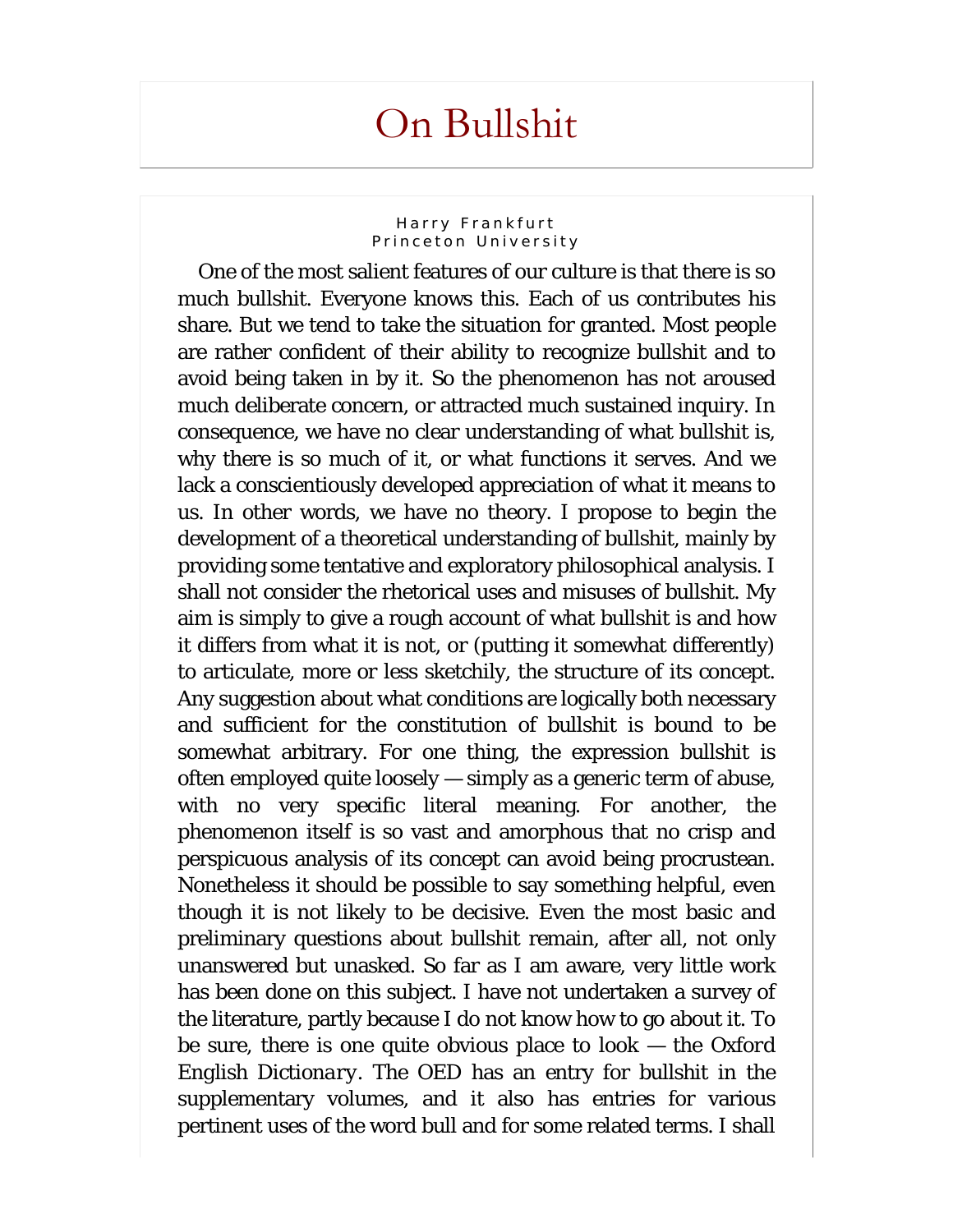# On Bullshit

Harry Frankfurt
Princeton University

One of the most salient features of our culture is that there is so much bullshit. Everyone knows this. Each of us contributes his share. But we tend to take the situation for granted. Most people are rather confident of their ability to recognize bullshit and to avoid being taken in by it. So the phenomenon has not aroused much deliberate concern, or attracted much sustained inquiry. In consequence, we have no clear understanding of what bullshit is, why there is so much of it, or what functions it serves. And we lack a conscientiously developed appreciation of what it means to us. In other words, we have no theory. I propose to begin the development of a theoretical understanding of bullshit, mainly by providing some tentative and exploratory philosophical analysis. I shall not consider the rhetorical uses and misuses of bullshit. My aim is simply to give a rough account of what bullshit is and how it differs from what it is not, or (putting it somewhat differently) to articulate, more or less sketchily, the structure of its concept. Any suggestion about what conditions are logically both necessary and sufficient for the constitution of bullshit is bound to be somewhat arbitrary. For one thing, the expression bullshit is often employed quite loosely — simply as a generic term of abuse, with no very specific literal meaning. For another, the phenomenon itself is so vast and amorphous that no crisp and perspicuous analysis of its concept can avoid being procrustean. Nonetheless it should be possible to say something helpful, even though it is not likely to be decisive. Even the most basic and preliminary questions about bullshit remain, after all, not only unanswered but unasked. So far as I am aware, very little work has been done on this subject. I have not undertaken a survey of the literature, partly because I do not know how to go about it. To be sure, there is one quite obvious place to look — the *Oxford English Dictionary*. The OED has an entry for bullshit in the supplementary volumes, and it also has entries for various pertinent uses of the word bull and for some related terms. I shall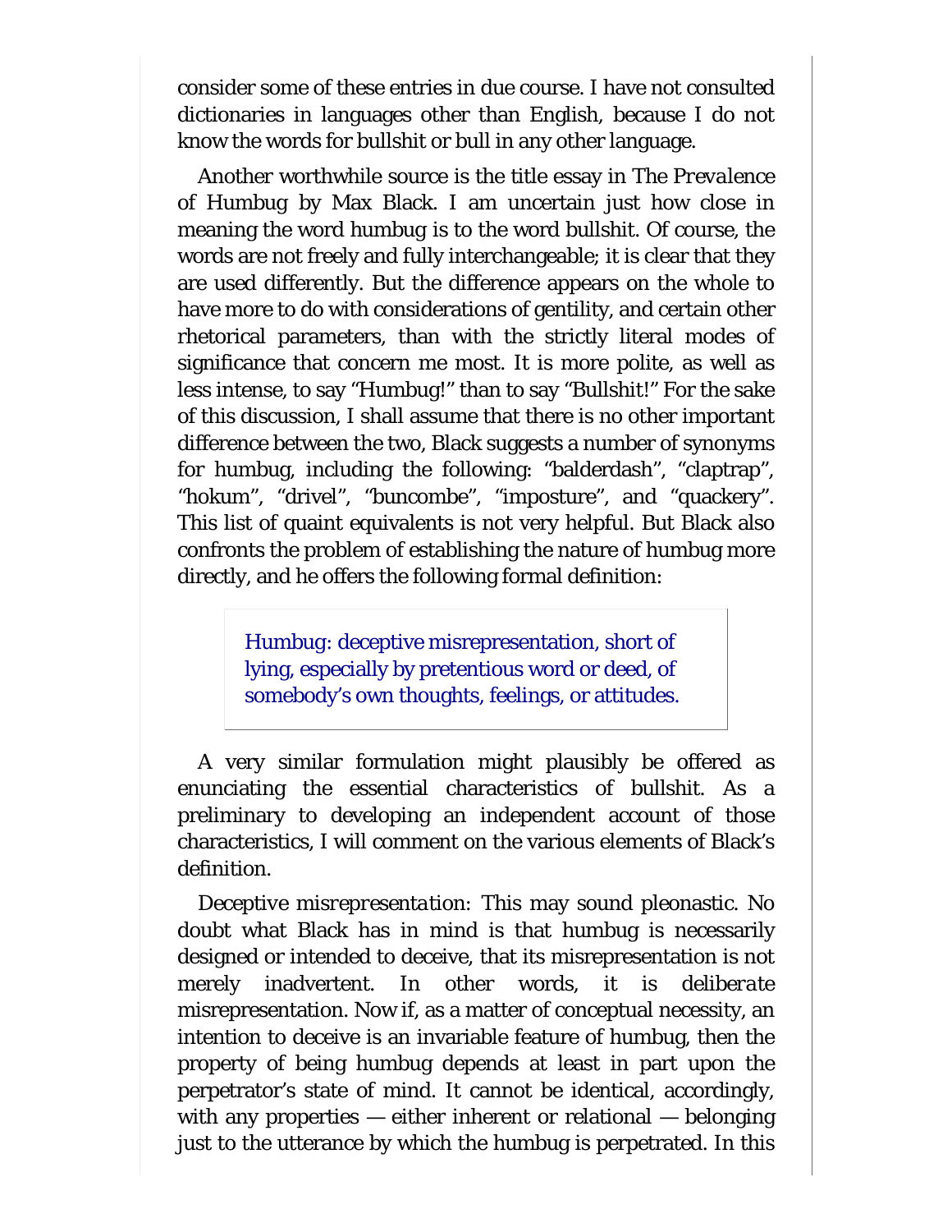consider some of these entries in due course. I have not consulted dictionaries in languages other than English, because I do not know the words for bullshit or bull in any other language.

Another worthwhile source is the title essay in *The Prevalence of Humbug* by Max Black. I am uncertain just how close in meaning the word humbug is to the word bullshit. Of course, the words are not freely and fully interchangeable; it is clear that they are used differently. But the difference appears on the whole to have more to do with considerations of gentility, and certain other rhetorical parameters, than with the strictly literal modes of significance that concern me most. It is more polite, as well as less intense, to say "Humbug!" than to say "Bullshit!" For the sake of this discussion, I shall assume that there is no other important difference between the two, Black suggests a number of synonyms for humbug, including the following: "balderdash", "claptrap", "hokum", "drivel", "buncombe", "imposture", and "quackery". This list of quaint equivalents is not very helpful. But Black also confronts the problem of establishing the nature of humbug more directly, and he offers the following formal definition:

> Humbug: deceptive misrepresentation, short of lying, especially by pretentious word or deed, of somebody's own thoughts, feelings, or attitudes.

A very similar formulation might plausibly be offered as enunciating the essential characteristics of bullshit. As a preliminary to developing an independent account of those characteristics, I will comment on the various elements of Black's definition.

*Deceptive misrepresentation*: This may sound pleonastic. No doubt what Black has in mind is that humbug is necessarily designed or intended to deceive, that its misrepresentation is not merely inadvertent. In other words, it is *deliberate* misrepresentation. Now if, as a matter of conceptual necessity, an intention to deceive is an invariable feature of humbug, then the property of being humbug depends at least in part upon the perpetrator's state of mind. It cannot be identical, accordingly, with any properties — either inherent or relational — belonging just to the utterance by which the humbug is perpetrated. In this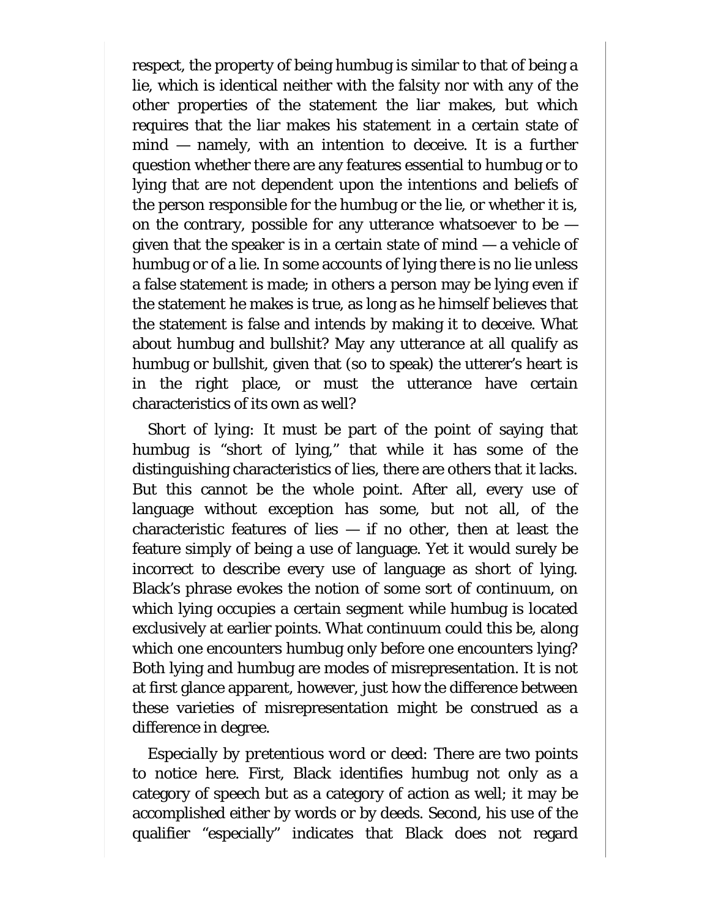respect, the property of being humbug is similar to that of being a lie, which is identical neither with the falsity nor with any of the other properties of the statement the liar makes, but which requires that the liar makes his statement in a certain state of mind — namely, with an intention to deceive. It is a further question whether there are any features essential to humbug or to lying that are not dependent upon the intentions and beliefs of the person responsible for the humbug or the lie, or whether it is, on the contrary, possible for any utterance whatsoever to be — given that the speaker is in a certain state of mind — a vehicle of humbug or of a lie. In some accounts of lying there is no lie unless a false statement is made; in others a person may be lying even if the statement he makes is true, as long as he himself believes that the statement is false and intends by making it to deceive. What about humbug and bullshit? May any utterance at all qualify as humbug or bullshit, given that (so to speak) the utterer's heart is in the right place, or must the utterance have certain characteristics of its own as well?

*Short of lying:* It must be part of the point of saying that humbug is "short of lying," that while it has some of the distinguishing characteristics of lies, there are others that it lacks. But this cannot be the whole point. After all, every use of language without exception has some, but not all, of the characteristic features of lies — if no other, then at least the feature simply of being a use of language. Yet it would surely be incorrect to describe every use of language as short of lying. Black's phrase evokes the notion of some sort of continuum, on which lying occupies a certain segment while humbug is located exclusively at earlier points. What continuum could this be, along which one encounters humbug only before one encounters lying? Both lying and humbug are modes of misrepresentation. It is not at first glance apparent, however, just how the difference between these varieties of misrepresentation might be construed as a difference in degree.

*Especially by pretentious word or deed:* There are two points to notice here. First, Black identifies humbug not only as a category of speech but as a category of action as well; it may be accomplished either by words or by deeds. Second, his use of the qualifier "especially" indicates that Black does not regard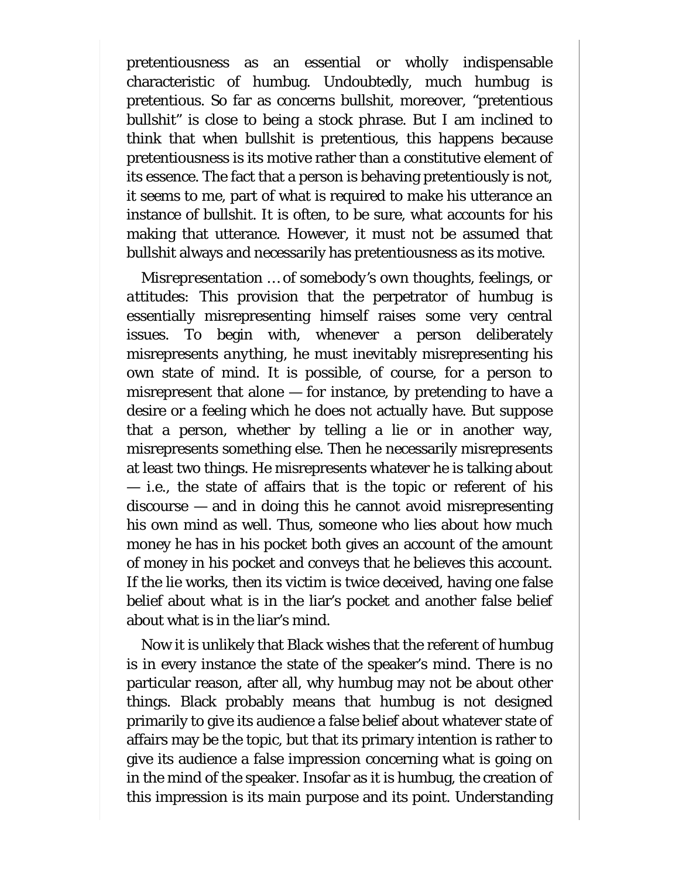pretentiousness as an essential or wholly indispensable characteristic of humbug. Undoubtedly, much humbug is pretentious. So far as concerns bullshit, moreover, "pretentious bullshit" is close to being a stock phrase. But I am inclined to think that when bullshit is pretentious, this happens because pretentiousness is its motive rather than a constitutive element of its essence. The fact that a person is behaving pretentiously is not, it seems to me, part of what is required to make his utterance an instance of bullshit. It is often, to be sure, what accounts for his making that utterance. However, it must not be assumed that bullshit always and necessarily has pretentiousness as its motive.

*Misrepresentation … of somebody's own thoughts, feelings, or attitudes*: This provision that the perpetrator of humbug is essentially misrepresenting himself raises some very central issues. To begin with, whenever a person deliberately misrepresents *anything*, he must inevitably misrepresenting his own state of mind. It is possible, of course, for a person to misrepresent that alone — for instance, by pretending to have a desire or a feeling which he does not actually have. But suppose that a person, whether by telling a lie or in another way, misrepresents something else. Then he necessarily misrepresents at least two things. He misrepresents whatever he is talking about — i.e., the state of affairs that is the topic or referent of his discourse — and in doing this he cannot avoid misrepresenting his own mind as well. Thus, someone who lies about how much money he has in his pocket both gives an account of the amount of money in his pocket and conveys that he believes this account. If the lie works, then its victim is twice deceived, having one false belief about what is in the liar's pocket and another false belief about what is in the liar's mind.

Now it is unlikely that Black wishes that the referent of humbug is in every instance the state of the speaker's mind. There is no particular reason, after all, why humbug may not be about other things. Black probably means that humbug is not designed primarily to give its audience a false belief about whatever state of affairs may be the topic, but that its primary intention is rather to give its audience a false impression concerning what is going on in the mind of the speaker. Insofar as it is humbug, the creation of this impression is its main purpose and its point. Understanding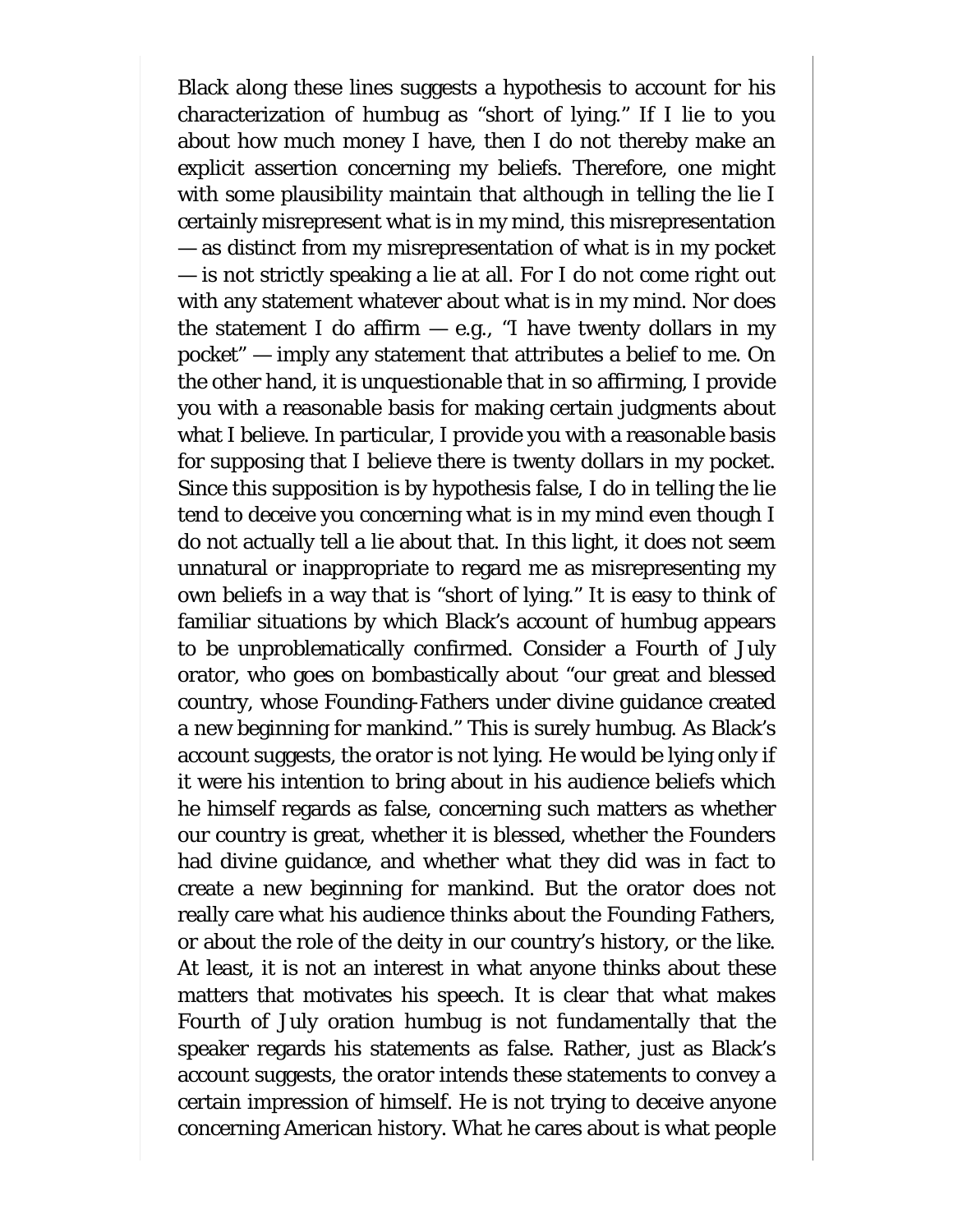Black along these lines suggests a hypothesis to account for his characterization of humbug as "short of lying." If I lie to you about how much money I have, then I do not thereby make an explicit assertion concerning my beliefs. Therefore, one might with some plausibility maintain that although in telling the lie I certainly misrepresent what is in my mind, this misrepresentation — as distinct from my misrepresentation of what is in my pocket — is not strictly speaking a lie at all. For I do not come right out with any statement whatever about what is in my mind. Nor does the statement I do affirm — e.g., "I have twenty dollars in my pocket" — imply any statement that attributes a belief to me. On the other hand, it is unquestionable that in so affirming, I provide you with a reasonable basis for making certain judgments about what I believe. In particular, I provide you with a reasonable basis for supposing that I believe there is twenty dollars in my pocket. Since this supposition is by hypothesis false, I do in telling the lie tend to deceive you concerning what is in my mind even though I do not actually tell a lie about that. In this light, it does not seem unnatural or inappropriate to regard me as misrepresenting my own beliefs in a way that is "short of lying." It is easy to think of familiar situations by which Black's account of humbug appears to be unproblematically confirmed. Consider a Fourth of July orator, who goes on bombastically about "our great and blessed country, whose Founding-Fathers under divine guidance created a new beginning for mankind." This is surely humbug. As Black's account suggests, the orator is not lying. He would be lying only if it were his intention to bring about in his audience beliefs which he himself regards as false, concerning such matters as whether our country is great, whether it is blessed, whether the Founders had divine guidance, and whether what they did was in fact to create a new beginning for mankind. But the orator does not really care what his audience thinks about the Founding Fathers, or about the role of the deity in our country's history, or the like. At least, it is not an interest in what anyone thinks about these matters that motivates his speech. It is clear that what makes Fourth of July oration humbug is not fundamentally that the speaker regards his statements as false. Rather, just as Black's account suggests, the orator intends these statements to convey a certain impression of himself. He is not trying to deceive anyone concerning American history. What he cares about is what people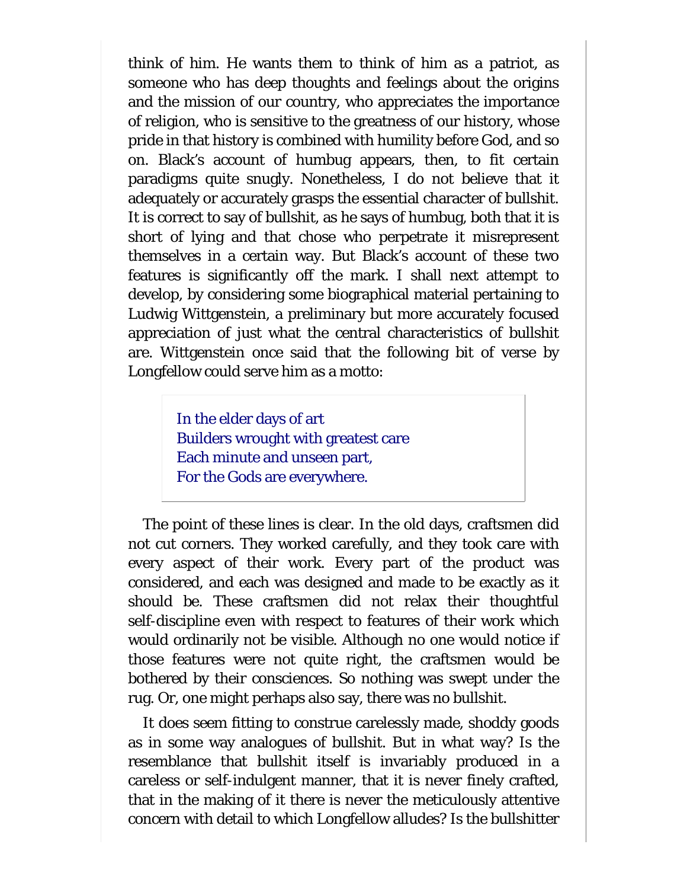think of him. He wants them to think of him as a patriot, as someone who has deep thoughts and feelings about the origins and the mission of our country, who appreciates the importance of religion, who is sensitive to the greatness of our history, whose pride in that history is combined with humility before God, and so on. Black's account of humbug appears, then, to fit certain paradigms quite snugly. Nonetheless, I do not believe that it adequately or accurately grasps the essential character of bullshit. It is correct to say of bullshit, as he says of humbug, both that it is short of lying and that chose who perpetrate it misrepresent themselves in a certain way. But Black's account of these two features is significantly off the mark. I shall next attempt to develop, by considering some biographical material pertaining to Ludwig Wittgenstein, a preliminary but more accurately focused appreciation of just what the central characteristics of bullshit are. Wittgenstein once said that the following bit of verse by Longfellow could serve him as a motto:

> In the elder days of art
> Builders wrought with greatest care
> Each minute and unseen part,
> For the Gods are everywhere.

The point of these lines is clear. In the old days, craftsmen did not cut corners. They worked carefully, and they took care with every aspect of their work. Every part of the product was considered, and each was designed and made to be exactly as it should be. These craftsmen did not relax their thoughtful self-discipline even with respect to features of their work which would ordinarily not be visible. Although no one would notice if those features were not quite right, the craftsmen would be bothered by their consciences. So nothing was swept under the rug. Or, one might perhaps also say, there was no bullshit.

It does seem fitting to construe carelessly made, shoddy goods as in some way analogues of bullshit. But in what way? Is the resemblance that bullshit itself is invariably produced in a careless or self-indulgent manner, that it is never finely crafted, that in the making of it there is never the meticulously attentive concern with detail to which Longfellow alludes? Is the bullshitter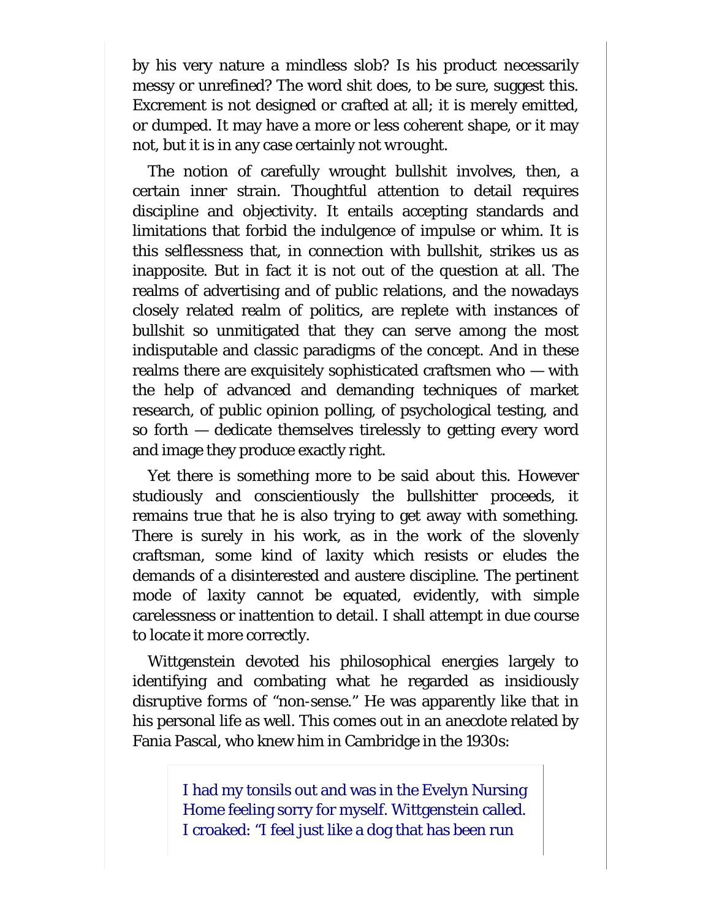by his very nature a mindless slob? Is his product necessarily messy or unrefined? The word shit does, to be sure, suggest this. Excrement is not designed or crafted at all; it is merely emitted, or dumped. It may have a more or less coherent shape, or it may not, but it is in any case certainly not *wrought*.

The notion of carefully wrought bullshit involves, then, a certain inner strain. Thoughtful attention to detail requires discipline and objectivity. It entails accepting standards and limitations that forbid the indulgence of impulse or whim. It is this selflessness that, in connection with bullshit, strikes us as inapposite. But in fact it is not out of the question at all. The realms of advertising and of public relations, and the nowadays closely related realm of politics, are replete with instances of bullshit so unmitigated that they can serve among the most indisputable and classic paradigms of the concept. And in these realms there are exquisitely sophisticated craftsmen who — with the help of advanced and demanding techniques of market research, of public opinion polling, of psychological testing, and so forth — dedicate themselves tirelessly to getting every word and image they produce exactly right.

Yet there is something more to be said about this. However studiously and conscientiously the bullshitter proceeds, it remains true that he is also trying to get away with something. There is surely in his work, as in the work of the slovenly craftsman, some kind of laxity which resists or eludes the demands of a disinterested and austere discipline. The pertinent mode of laxity cannot be equated, evidently, with simple carelessness or inattention to detail. I shall attempt in due course to locate it more correctly.

Wittgenstein devoted his philosophical energies largely to identifying and combating what he regarded as insidiously disruptive forms of "non-sense." He was apparently like that in his personal life as well. This comes out in an anecdote related by Fania Pascal, who knew him in Cambridge in the 1930s:

> I had my tonsils out and was in the Evelyn Nursing Home feeling sorry for myself. Wittgenstein called. I croaked: "I feel just like a dog that has been run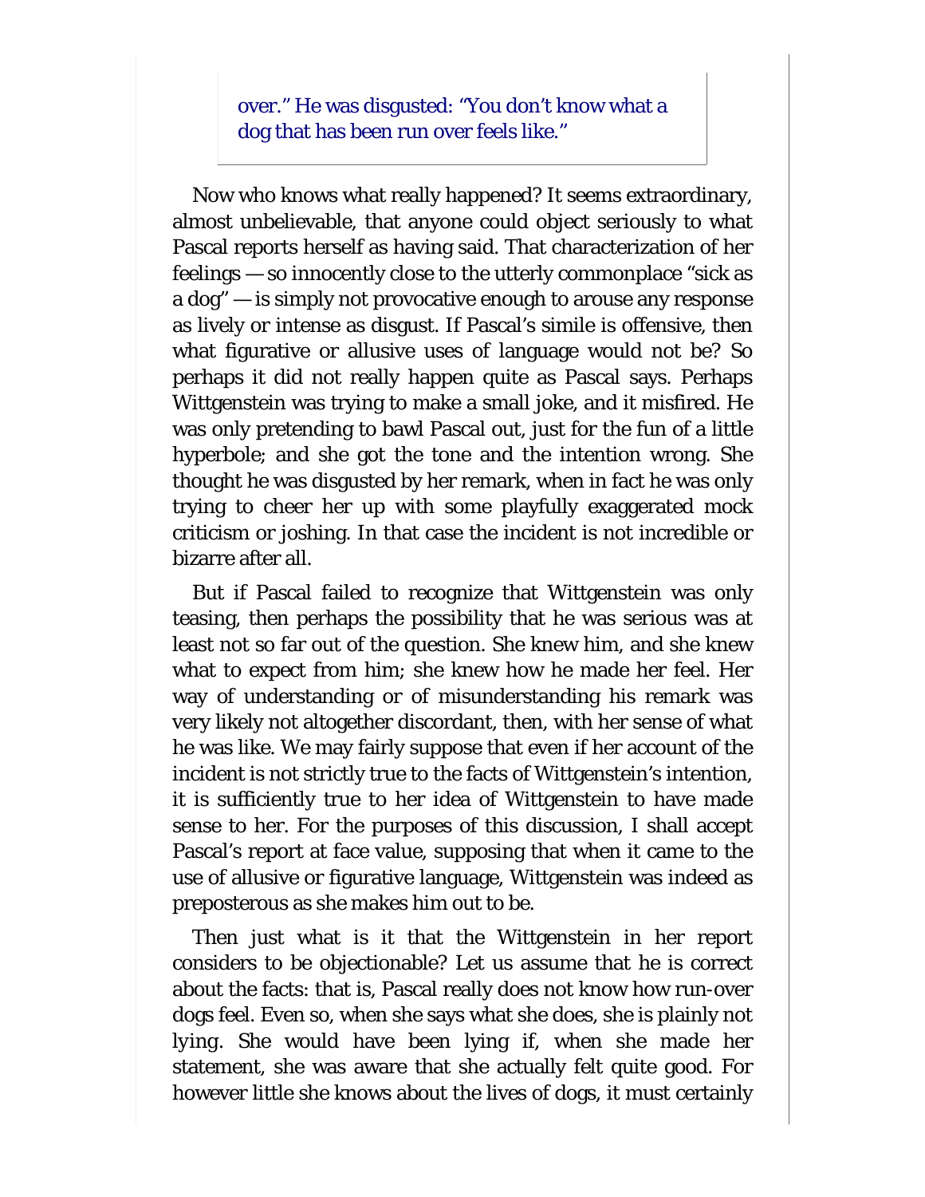> over." He was disgusted: "You don't know what a dog that has been run over feels like."

Now who knows what really happened? It seems extraordinary, almost unbelievable, that anyone could object seriously to what Pascal reports herself as having said. That characterization of her feelings — so innocently close to the utterly commonplace "sick as a dog" — is simply not provocative enough to arouse any response as lively or intense as disgust. If Pascal's simile is offensive, then what figurative or allusive uses of language would not be? So perhaps it did not really happen quite as Pascal says. Perhaps Wittgenstein was trying to make a small joke, and it misfired. He was only pretending to bawl Pascal out, just for the fun of a little hyperbole; and she got the tone and the intention wrong. She thought he was disgusted by her remark, when in fact he was only trying to cheer her up with some playfully exaggerated mock criticism or joshing. In that case the incident is not incredible or bizarre after all.

But if Pascal failed to recognize that Wittgenstein was only teasing, then perhaps the possibility that he was serious was at least not so far out of the question. She knew him, and she knew what to expect from him; she knew how he made her feel. Her way of understanding or of misunderstanding his remark was very likely not altogether discordant, then, with her sense of what he was like. We may fairly suppose that even if her account of the incident is not strictly true to the facts of Wittgenstein's intention, it is sufficiently true to her idea of Wittgenstein to have made sense to her. For the purposes of this discussion, I shall accept Pascal's report at face value, supposing that when it came to the use of allusive or figurative language, Wittgenstein was indeed as preposterous as she makes him out to be.

Then just what is it that the Wittgenstein in her report considers to be objectionable? Let us assume that he is correct about the facts: that is, Pascal really does not know how run-over dogs feel. Even so, when she says what she does, she is plainly not lying. She would have been lying if, when she made her statement, she was aware that she actually felt quite good. For however little she knows about the lives of dogs, it must certainly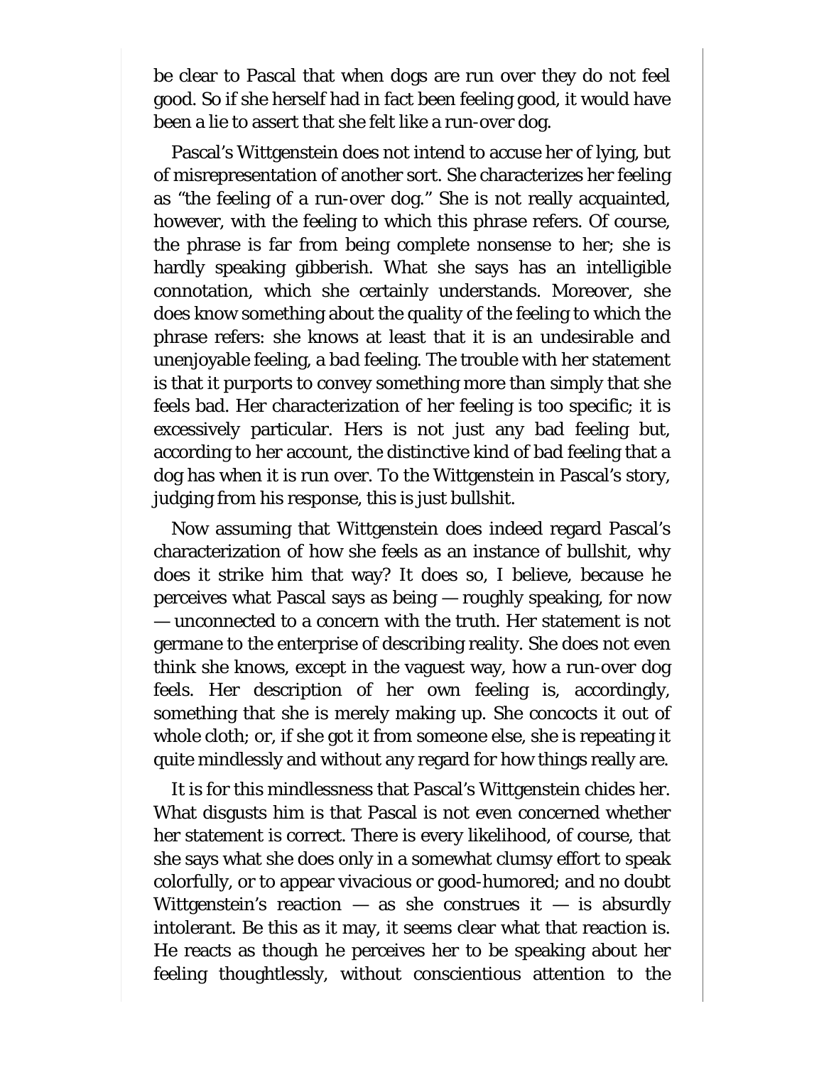be clear to Pascal that when dogs are run over they do not feel good. So if she herself had in fact been feeling good, it would have been a lie to assert that she felt like a run-over dog.

Pascal's Wittgenstein does not intend to accuse her of lying, but of misrepresentation of another sort. She characterizes her feeling as "the feeling of a run-over dog." She is not really acquainted, however, with the feeling to which this phrase refers. Of course, the phrase is far from being complete nonsense to her; she is hardly speaking gibberish. What she says has an intelligible connotation, which she certainly understands. Moreover, she does know something about the quality of the feeling to which the phrase refers: she knows at least that it is an undesirable and unenjoyable feeling, a *bad* feeling. The trouble with her statement is that it purports to convey something more than simply that she feels bad. Her characterization of her feeling is too specific; it is excessively particular. Hers is not just any bad feeling but, according to her account, the distinctive kind of bad feeling that a dog has when it is run over. To the Wittgenstein in Pascal's story, judging from his response, this is just bullshit.

Now assuming that Wittgenstein does indeed regard Pascal's characterization of how she feels as an instance of bullshit, why does it strike him that way? It does so, I believe, because he perceives what Pascal says as being — roughly speaking, for now — unconnected to a concern with the truth. Her statement is not germane to the enterprise of describing reality. She does not even think she knows, except in the vaguest way, how a run-over dog feels. Her description of her own feeling is, accordingly, something that she is merely making up. She concocts it out of whole cloth; or, if she got it from someone else, she is repeating it quite mindlessly and without any regard for how things really are.

It is for this mindlessness that Pascal's Wittgenstein chides her. What disgusts him is that Pascal is not even concerned whether her statement is correct. There is every likelihood, of course, that she says what she does only in a somewhat clumsy effort to speak colorfully, or to appear vivacious or good-humored; and no doubt Wittgenstein's reaction — as she construes it — is absurdly intolerant. Be this as it may, it seems clear what that reaction is. He reacts as though he perceives her to be speaking about her feeling thoughtlessly, without conscientious attention to the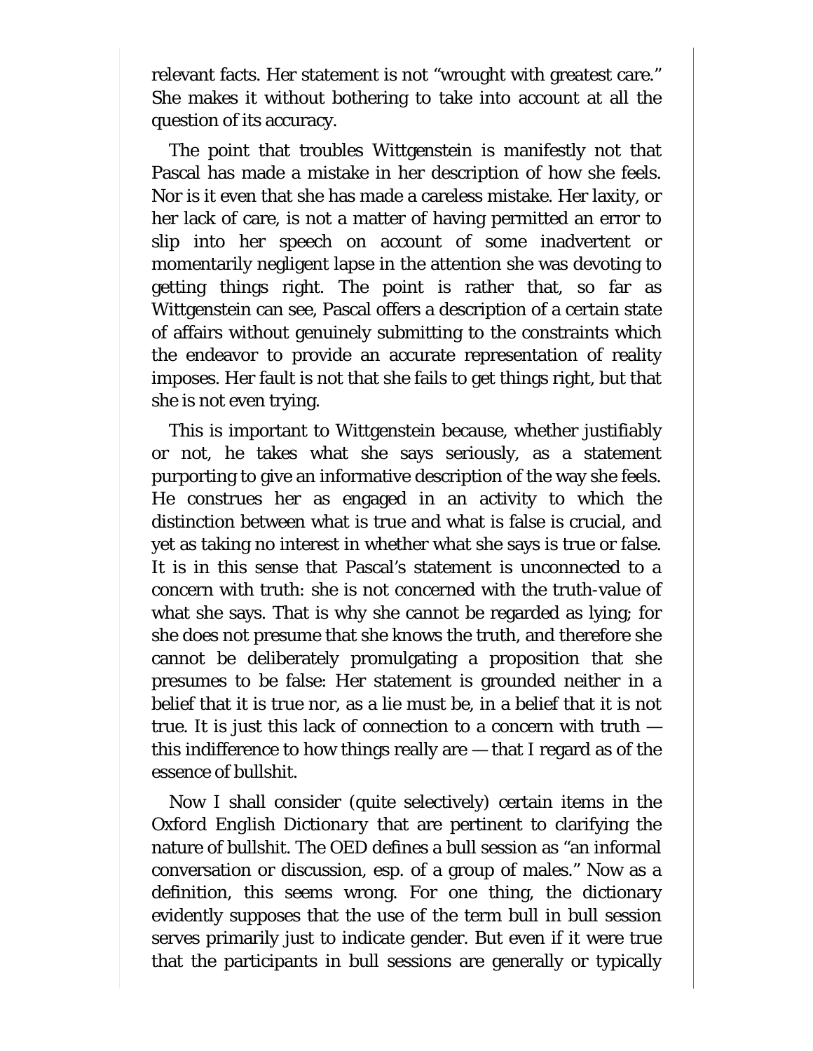relevant facts. Her statement is not “wrought with greatest care.” She makes it without bothering to take into account at all the question of its accuracy.

The point that troubles Wittgenstein is manifestly not that Pascal has made a mistake in her description of how she feels. Nor is it even that she has made a careless mistake. Her laxity, or her lack of care, is not a matter of having permitted an error to slip into her speech on account of some inadvertent or momentarily negligent lapse in the attention she was devoting to getting things right. The point is rather that, so far as Wittgenstein can see, Pascal offers a description of a certain state of affairs without genuinely submitting to the constraints which the endeavor to provide an accurate representation of reality imposes. Her fault is not that she fails to get things right, but that she is not even trying.

This is important to Wittgenstein because, whether justifiably or not, he takes what she says seriously, as a statement purporting to give an informative description of the way she feels. He construes her as engaged in an activity to which the distinction between what is true and what is false is crucial, and yet as taking no interest in whether what she says is true or false. It is in this sense that Pascal’s statement is unconnected to a concern with truth: she is not concerned with the truth-value of what she says. That is why she cannot be regarded as lying; for she does not presume that she knows the truth, and therefore she cannot be deliberately promulgating a proposition that she presumes to be false: Her statement is grounded neither in a belief that it is true nor, as a lie must be, in a belief that it is not true. It is just this lack of connection to a concern with truth — this indifference to how things really are — that I regard as of the essence of bullshit.

Now I shall consider (quite selectively) certain items in the *Oxford English Dictionary* that are pertinent to clarifying the nature of bullshit. The OED defines a bull session as “an informal conversation or discussion, esp. of a group of males.” Now as a definition, this seems wrong. For one thing, the dictionary evidently supposes that the use of the term bull in bull session serves primarily just to indicate gender. But even if it were true that the participants in bull sessions are generally or typically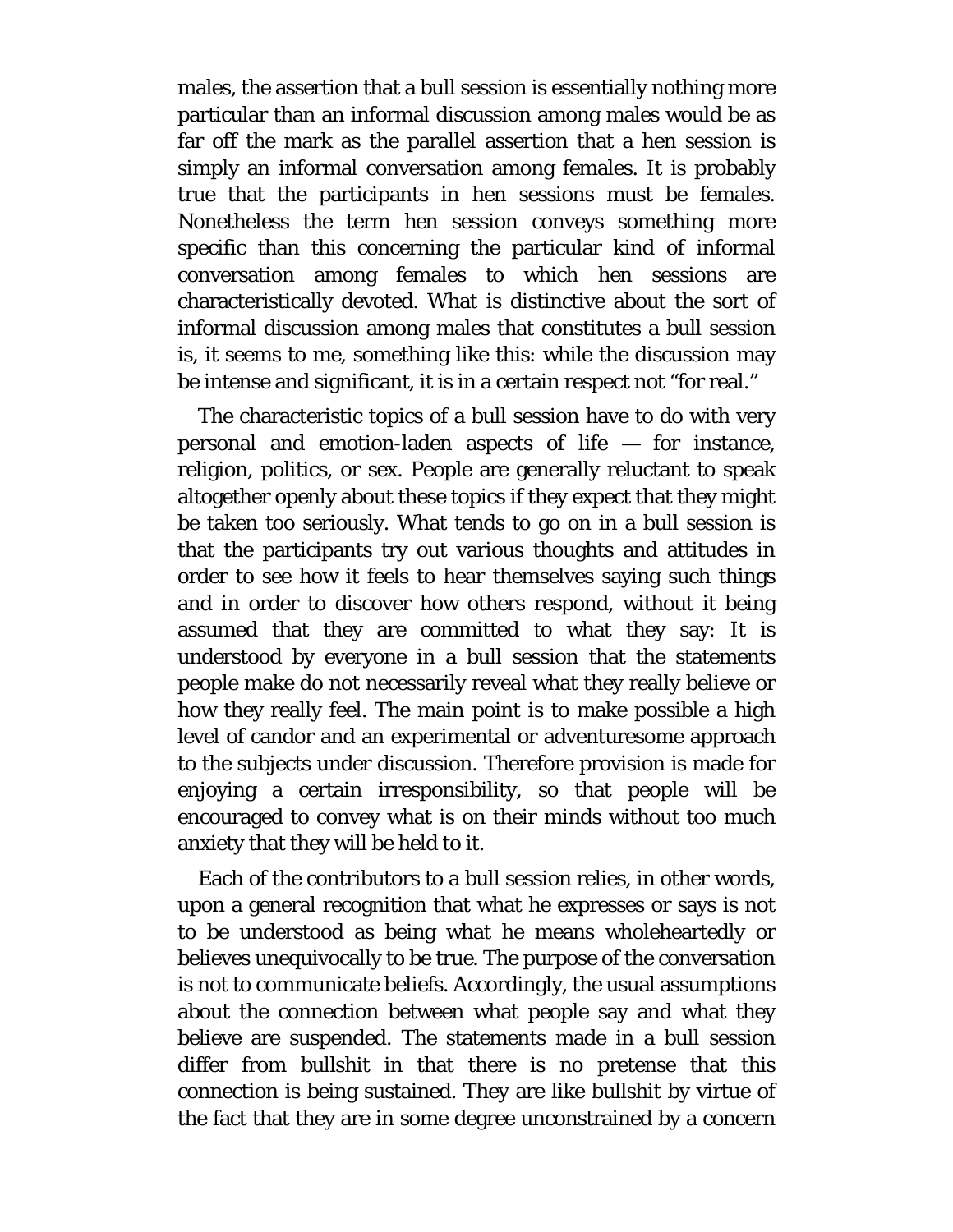males, the assertion that a bull session is essentially nothing more particular than an informal discussion among males would be as far off the mark as the parallel assertion that a hen session is simply an informal conversation among females. It is probably true that the participants in hen sessions must be females. Nonetheless the term hen session conveys something more specific than this concerning the particular kind of informal conversation among females to which hen sessions are characteristically devoted. What is distinctive about the sort of informal discussion among males that constitutes a bull session is, it seems to me, something like this: while the discussion may be intense and significant, it is in a certain respect not "for real."

The characteristic topics of a bull session have to do with very personal and emotion-laden aspects of life — for instance, religion, politics, or sex. People are generally reluctant to speak altogether openly about these topics if they expect that they might be taken too seriously. What tends to go on in a bull session is that the participants try out various thoughts and attitudes in order to see how it feels to hear themselves saying such things and in order to discover how others respond, without it being assumed that they are committed to what they say: It is understood by everyone in a bull session that the statements people make do not necessarily reveal what they really believe or how they really feel. The main point is to make possible a high level of candor and an experimental or adventuresome approach to the subjects under discussion. Therefore provision is made for enjoying a certain irresponsibility, so that people will be encouraged to convey what is on their minds without too much anxiety that they will be held to it.

Each of the contributors to a bull session relies, in other words, upon a general recognition that what he expresses or says is not to be understood as being what he means wholeheartedly or believes unequivocally to be true. The purpose of the conversation is not to communicate beliefs. Accordingly, the usual assumptions about the connection between what people say and what they believe are suspended. The statements made in a bull session differ from bullshit in that there is no pretense that this connection is being sustained. They are like bullshit by virtue of the fact that they are in some degree unconstrained by a concern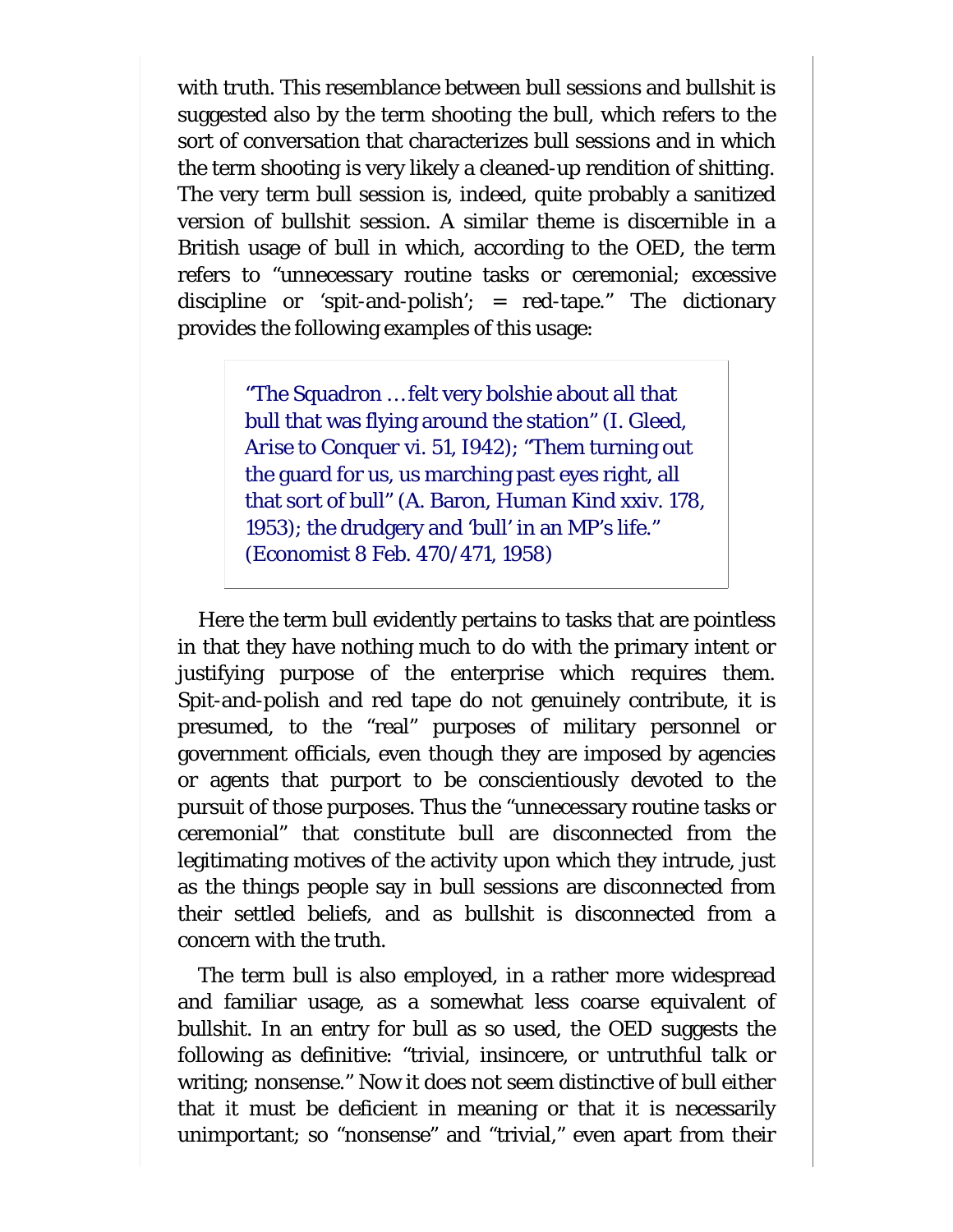with truth. This resemblance between bull sessions and bullshit is suggested also by the term shooting the bull, which refers to the sort of conversation that characterizes bull sessions and in which the term shooting is very likely a cleaned-up rendition of shitting. The very term bull session is, indeed, quite probably a sanitized version of bullshit session. A similar theme is discernible in a British usage of bull in which, according to the OED, the term refers to "unnecessary routine tasks or ceremonial; excessive discipline or 'spit-and-polish'; = red-tape." The dictionary provides the following examples of this usage:

> "The Squadron … felt very bolshie about all that bull that was flying around the station" (I. Gleed, Arise to Conquer vi. 51, I942); "Them turning out the guard for us, us marching past eyes right, all that sort of bull" (A. Baron, *Human Kind* xxiv. 178, 1953); the drudgery and 'bull' in an MP's life." (Economist 8 Feb. 470/471, 1958)

Here the term bull evidently pertains to tasks that are pointless in that they have nothing much to do with the primary intent or justifying purpose of the enterprise which requires them. Spit-and-polish and red tape do not genuinely contribute, it is presumed, to the "real" purposes of military personnel or government officials, even though they are imposed by agencies or agents that purport to be conscientiously devoted to the pursuit of those purposes. Thus the "unnecessary routine tasks or ceremonial" that constitute bull are disconnected from the legitimating motives of the activity upon which they intrude, just as the things people say in bull sessions are disconnected from their settled beliefs, and as bullshit is disconnected from a concern with the truth.

The term bull is also employed, in a rather more widespread and familiar usage, as a somewhat less coarse equivalent of bullshit. In an entry for bull as so used, the OED suggests the following as definitive: "trivial, insincere, or untruthful talk or writing; nonsense." Now it does not seem distinctive of bull either that it must be deficient in meaning or that it is necessarily unimportant; so "nonsense" and "trivial," even apart from their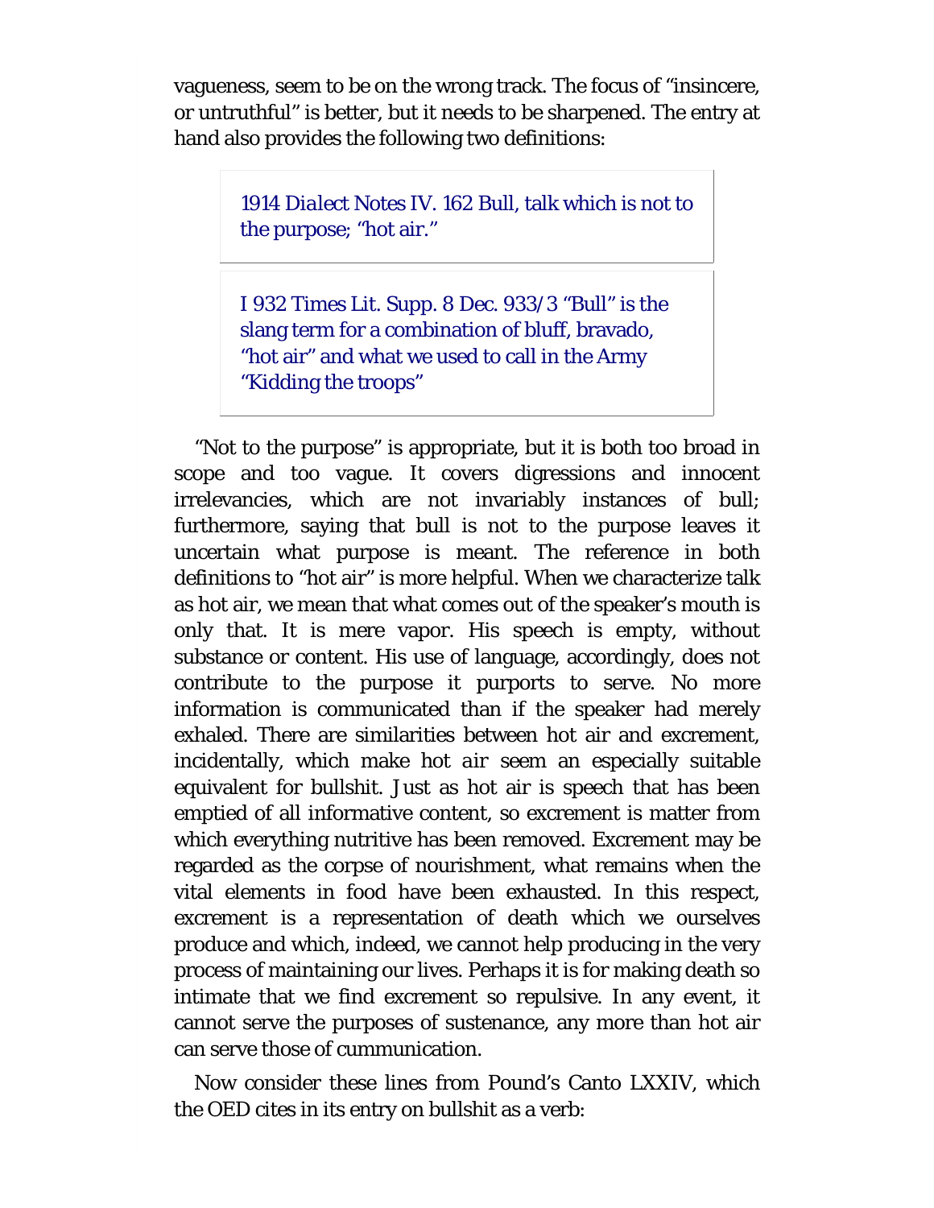vagueness, seem to be on the wrong track. The focus of “insincere, or untruthful” is better, but it needs to be sharpened. The entry at hand also provides the following two definitions:

> 1914 *Dialect Notes* IV. 162 Bull, talk which is not to the purpose; “hot air.”

> I 932 Times Lit. Supp. 8 Dec. 933/3 “Bull” is the slang term for a combination of bluff, bravado, “hot air” and what we used to call in the Army “Kidding the troops”

“Not to the purpose” is appropriate, but it is both too broad in scope and too vague. It covers digressions and innocent irrelevancies, which are not invariably instances of bull; furthermore, saying that bull is not to the purpose leaves it uncertain what purpose is meant. The reference in both definitions to “hot air” is more helpful. When we characterize talk as hot air, we mean that what comes out of the speaker’s mouth is only that. It is mere vapor. His speech is empty, without substance or content. His use of language, accordingly, does not contribute to the purpose it purports to serve. No more information is communicated than if the speaker had merely exhaled. There are similarities between hot air and excrement, incidentally, which make *hot air* seem an especially suitable equivalent for bullshit. Just as hot air is speech that has been emptied of all informative content, so excrement is matter from which everything nutritive has been removed. Excrement may be regarded as the corpse of nourishment, what remains when the vital elements in food have been exhausted. In this respect, excrement is a representation of death which we ourselves produce and which, indeed, we cannot help producing in the very process of maintaining our lives. Perhaps it is for making death so intimate that we find excrement so repulsive. In any event, it cannot serve the purposes of sustenance, any more than hot air can serve those of cummunication.

Now consider these lines from Pound’s Canto LXXIV, which the OED cites in its entry on bullshit as a verb: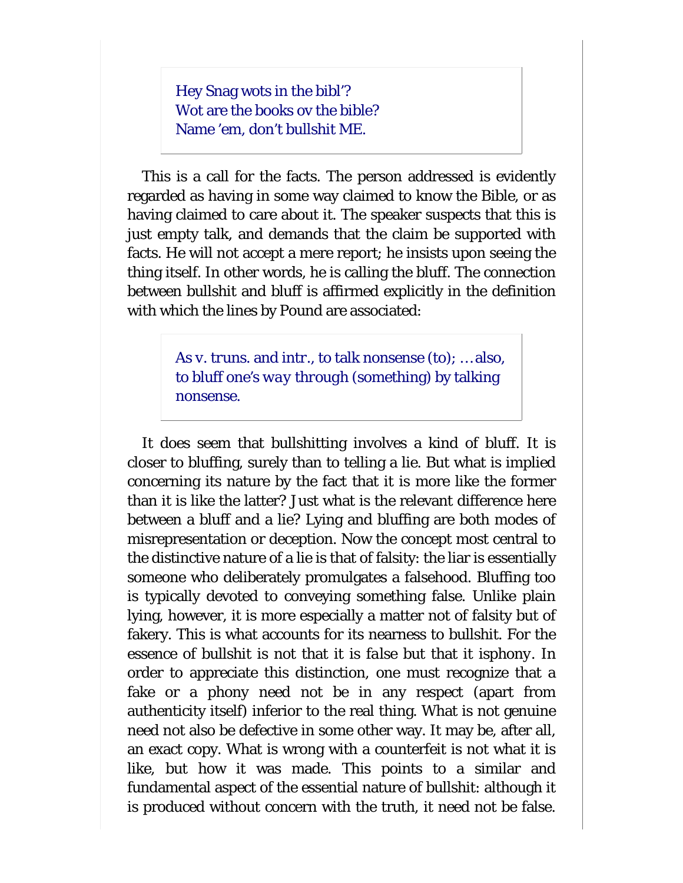> Hey Snag wots in the bibl'?
> Wot are the books ov the bible?
> Name 'em, don't bullshit ME.

This is a call for the facts. The person addressed is evidently regarded as having in some way claimed to know the Bible, or as having claimed to care about it. The speaker suspects that this is just empty talk, and demands that the claim be supported with facts. He will not accept a mere report; he insists upon seeing the thing itself. In other words, he is calling the bluff. The connection between bullshit and bluff is affirmed explicitly in the definition with which the lines by Pound are associated:

> As v. truns. and intr., to talk nonsense (to); … also, to bluff one's way through (something) by talking nonsense.

It does seem that bullshitting involves a kind of bluff. It is closer to bluffing, surely than to telling a lie. But what is implied concerning its nature by the fact that it is more like the former than it is like the latter? Just what is the relevant difference here between a bluff and a lie? Lying and bluffing are both modes of misrepresentation or deception. Now the concept most central to the distinctive nature of a lie is that of falsity: the liar is essentially someone who deliberately promulgates a falsehood. Bluffing too is typically devoted to conveying something false. Unlike plain lying, however, it is more especially a matter not of falsity but of fakery. This is what accounts for its nearness to bullshit. For the essence of bullshit is not that it is *false* but that it is*phony*. In order to appreciate this distinction, one must recognize that a fake or a phony need not be in any respect (apart from authenticity itself) inferior to the real thing. What is not genuine need not also be defective in some other way. It may be, after all, an exact copy. What is wrong with a counterfeit is not what it is like, but how it was made. This points to a similar and fundamental aspect of the essential nature of bullshit: although it is produced without concern with the truth, it need not be false.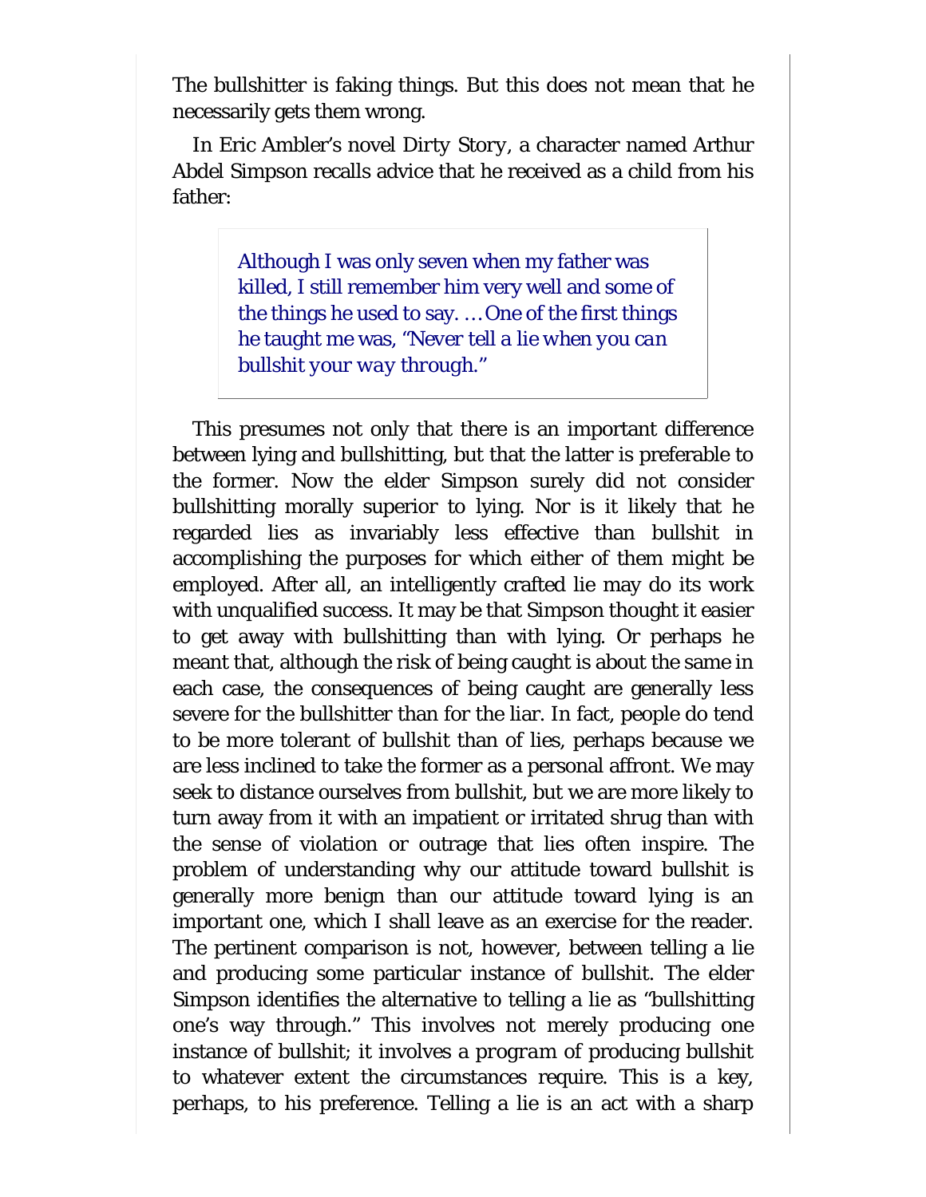The bullshitter is faking things. But this does not mean that he necessarily gets them wrong.

In Eric Ambler's novel *Dirty Story*, a character named Arthur Abdel Simpson recalls advice that he received as a child from his father:

> Although I was only seven when my father was killed, I still remember him very well and some of the things he used to say. … One of the first things he taught me was, "Never tell a lie when you can bullshit your way through."

This presumes not only that there is an important difference between lying and bullshitting, but that the latter is preferable to the former. Now the elder Simpson surely did not consider bullshitting morally superior to lying. Nor is it likely that he regarded lies as invariably less effective than bullshit in accomplishing the purposes for which either of them might be employed. After all, an intelligently crafted lie may do its work with unqualified success. It may be that Simpson thought it easier to get away with bullshitting than with lying. Or perhaps he meant that, although the risk of being caught is about the same in each case, the consequences of being caught are generally less severe for the bullshitter than for the liar. In fact, people do tend to be more tolerant of bullshit than of lies, perhaps because we are less inclined to take the former as a personal affront. We may seek to distance ourselves from bullshit, but we are more likely to turn away from it with an impatient or irritated shrug than with the sense of violation or outrage that lies often inspire. The problem of understanding why our attitude toward bullshit is generally more benign than our attitude toward lying is an important one, which I shall leave as an exercise for the reader. The pertinent comparison is not, however, between telling a lie and producing some particular instance of bullshit. The elder Simpson identifies the alternative to telling a lie as "bullshitting one's way through." This involves not merely producing one instance of bullshit; it involves a *program* of producing bullshit to whatever extent the circumstances require. This is a key, perhaps, to his preference. Telling a lie is an act with a sharp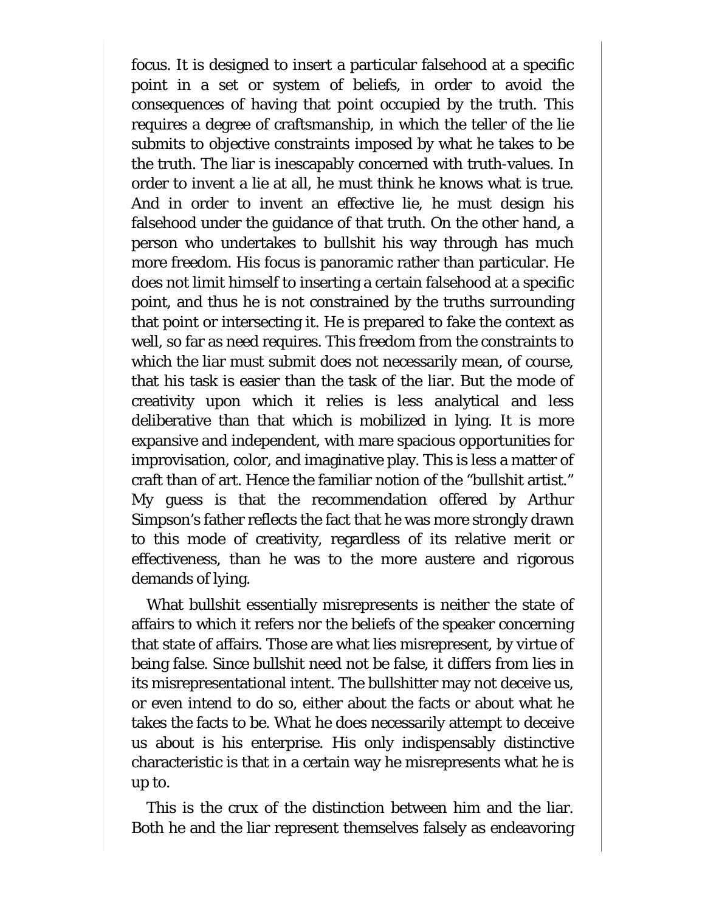focus. It is designed to insert a particular falsehood at a specific point in a set or system of beliefs, in order to avoid the consequences of having that point occupied by the truth. This requires a degree of craftsmanship, in which the teller of the lie submits to objective constraints imposed by what he takes to be the truth. The liar is inescapably concerned with truth-values. In order to invent a lie at all, he must think he knows what is true. And in order to invent an effective lie, he must design his falsehood under the guidance of that truth. On the other hand, a person who undertakes to bullshit his way through has much more freedom. His focus is panoramic rather than particular. He does not limit himself to inserting a certain falsehood at a specific point, and thus he is not constrained by the truths surrounding that point or intersecting it. He is prepared to fake the context as well, so far as need requires. This freedom from the constraints to which the liar must submit does not necessarily mean, of course, that his task is easier than the task of the liar. But the mode of creativity upon which it relies is less analytical and less deliberative than that which is mobilized in lying. It is more expansive and independent, with mare spacious opportunities for improvisation, color, and imaginative play. This is less a matter of craft than of art. Hence the familiar notion of the "bullshit artist." My guess is that the recommendation offered by Arthur Simpson's father reflects the fact that he was more strongly drawn to this mode of creativity, regardless of its relative merit or effectiveness, than he was to the more austere and rigorous demands of lying.

What bullshit essentially misrepresents is neither the state of affairs to which it refers nor the beliefs of the speaker concerning that state of affairs. Those are what lies misrepresent, by virtue of being false. Since bullshit need not be false, it differs from lies in its misrepresentational intent. The bullshitter may not deceive us, or even intend to do so, either about the facts or about what he takes the facts to be. What he does necessarily attempt to deceive us about is his enterprise. His only indispensably distinctive characteristic is that in a certain way he misrepresents what he is up to.

This is the crux of the distinction between him and the liar. Both he and the liar represent themselves falsely as endeavoring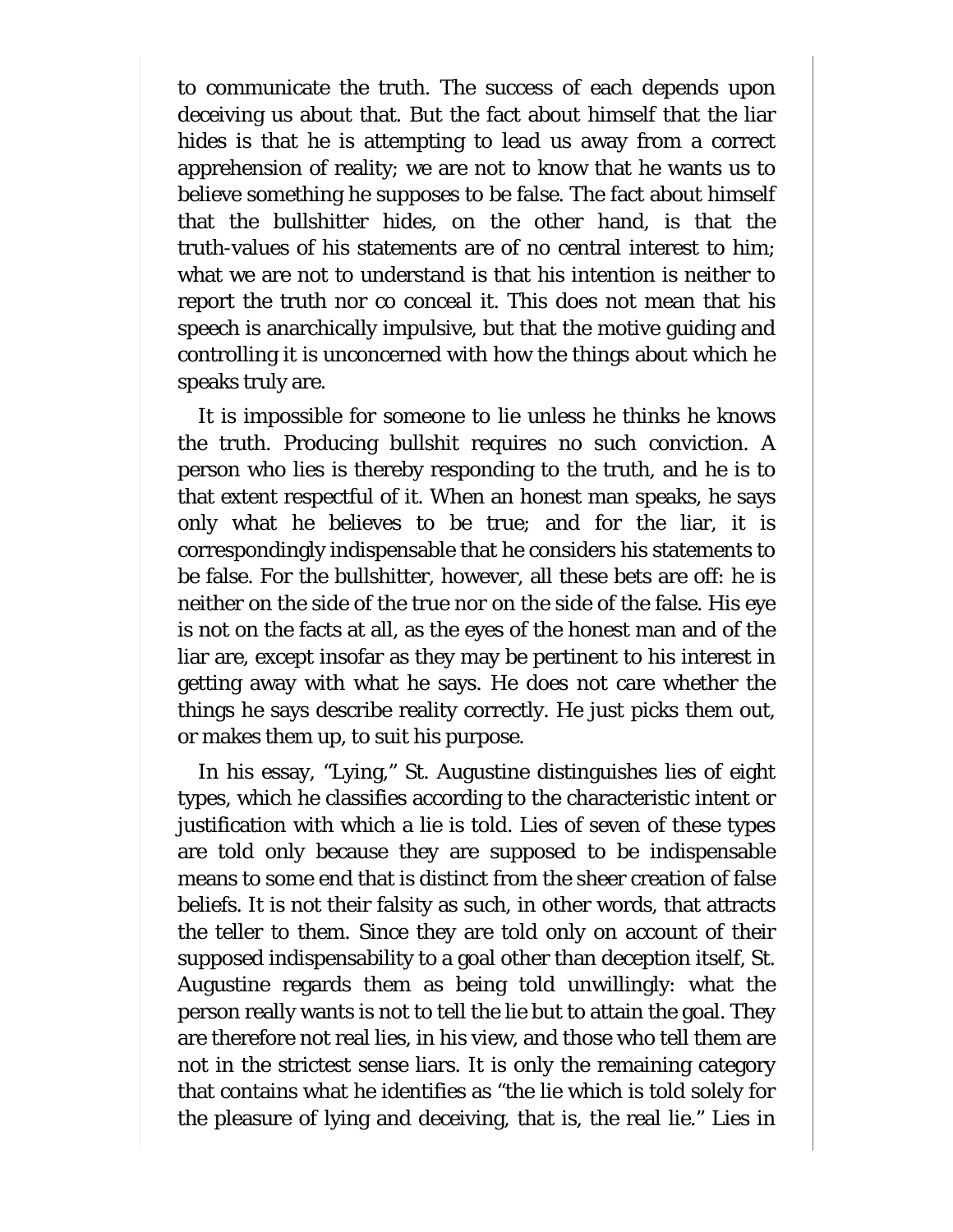to communicate the truth. The success of each depends upon deceiving us about that. But the fact about himself that the liar hides is that he is attempting to lead us away from a correct apprehension of reality; we are not to know that he wants us to believe something he supposes to be false. The fact about himself that the bullshitter hides, on the other hand, is that the truth-values of his statements are of no central interest to him; what we are not to understand is that his intention is neither to report the truth nor co conceal it. This does not mean that his speech is anarchically impulsive, but that the motive guiding and controlling it is unconcerned with how the things about which he speaks truly are.

It is impossible for someone to lie unless he thinks he knows the truth. Producing bullshit requires no such conviction. A person who lies is thereby responding to the truth, and he is to that extent respectful of it. When an honest man speaks, he says only what he believes to be true; and for the liar, it is correspondingly indispensable that he considers his statements to be false. For the bullshitter, however, all these bets are off: he is neither on the side of the true nor on the side of the false. His eye is not on the facts at all, as the eyes of the honest man and of the liar are, except insofar as they may be pertinent to his interest in getting away with what he says. He does not care whether the things he says describe reality correctly. He just picks them out, or makes them up, to suit his purpose.

In his essay, "Lying," St. Augustine distinguishes lies of eight types, which he classifies according to the characteristic intent or justification with which a lie is told. Lies of seven of these types are told only because they are supposed to be indispensable means to some end that is distinct from the sheer creation of false beliefs. It is not their falsity as such, in other words, that attracts the teller to them. Since they are told only on account of their supposed indispensability to a goal other than deception itself, St. Augustine regards them as being told unwillingly: what the person really wants is not to tell the lie but to attain the goal. They are therefore not real lies, in his view, and those who tell them are not in the strictest sense liars. It is only the remaining category that contains what he identifies as "the lie which is told solely for the pleasure of lying and deceiving, that is, the real lie." Lies in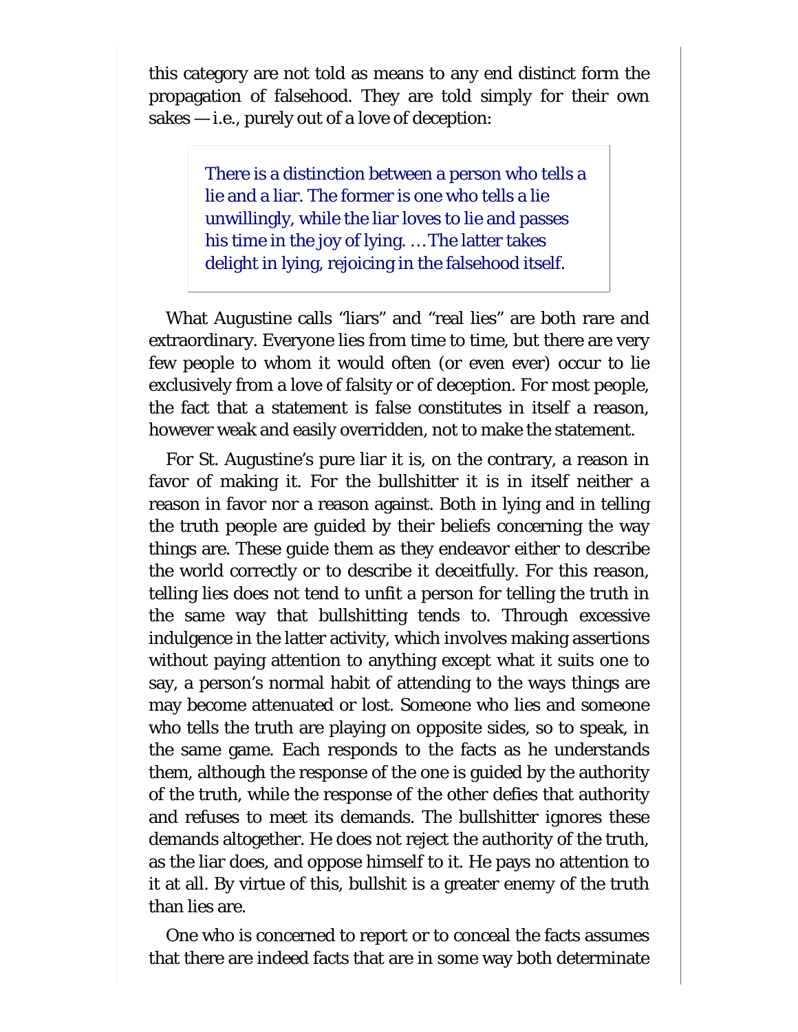this category are not told as means to any end distinct form the propagation of falsehood. They are told simply for their own sakes — i.e., purely out of a love of deception:

> There is a distinction between a person who tells a lie and a liar. The former is one who tells a lie unwillingly, while the liar loves to lie and passes his time in the joy of lying. … The latter takes delight in lying, rejoicing in the falsehood itself.

What Augustine calls "liars" and "real lies" are both rare and extraordinary. Everyone lies from time to time, but there are very few people to whom it would often (or even ever) occur to lie exclusively from a love of falsity or of deception. For most people, the fact that a statement is false constitutes in itself a reason, however weak and easily overridden, not to make the statement.

For St. Augustine's pure liar it is, on the contrary, a reason in favor of making it. For the bullshitter it is in itself neither a reason in favor nor a reason against. Both in lying and in telling the truth people are guided by their beliefs concerning the way things are. These guide them as they endeavor either to describe the world correctly or to describe it deceitfully. For this reason, telling lies does not tend to unfit a person for telling the truth in the same way that bullshitting tends to. Through excessive indulgence in the latter activity, which involves making assertions without paying attention to anything except what it suits one to say, a person's normal habit of attending to the ways things are may become attenuated or lost. Someone who lies and someone who tells the truth are playing on opposite sides, so to speak, in the same game. Each responds to the facts as he understands them, although the response of the one is guided by the authority of the truth, while the response of the other defies that authority and refuses to meet its demands. The bullshitter ignores these demands altogether. He does not reject the authority of the truth, as the liar does, and oppose himself to it. He pays no attention to it at all. By virtue of this, bullshit is a greater enemy of the truth than lies are.

One who is concerned to report or to conceal the facts assumes that there are indeed facts that are in some way both determinate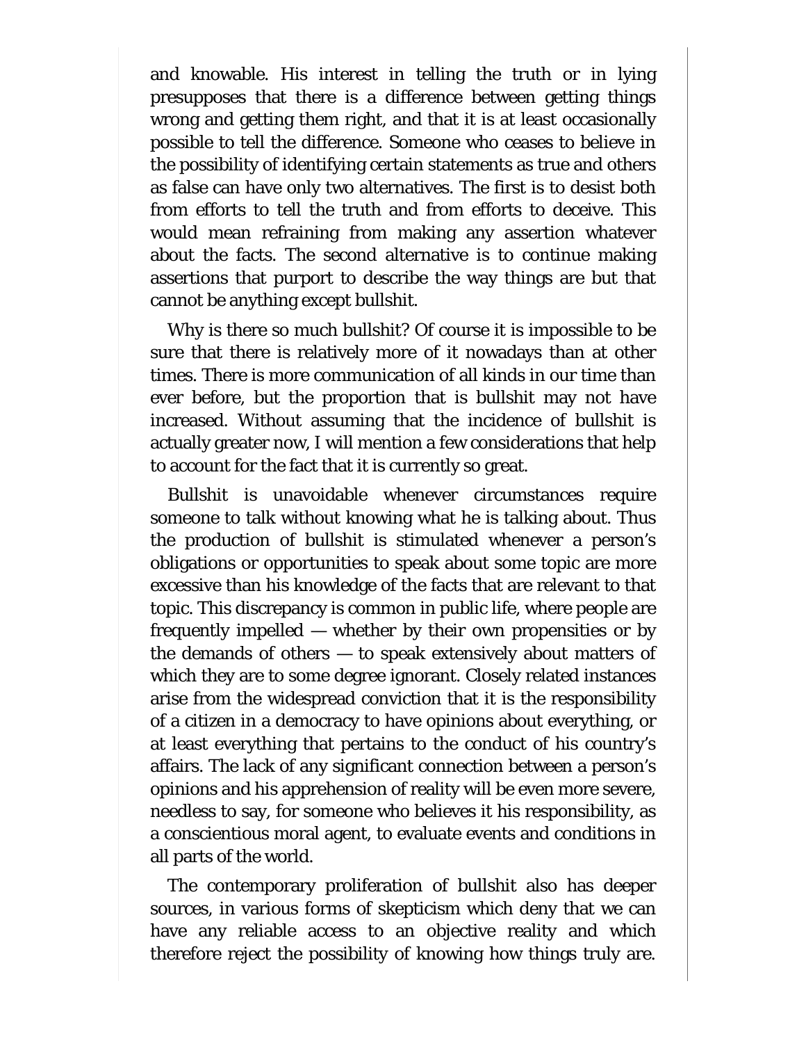and knowable. His interest in telling the truth or in lying presupposes that there is a difference between getting things wrong and getting them right, and that it is at least occasionally possible to tell the difference. Someone who ceases to believe in the possibility of identifying certain statements as true and others as false can have only two alternatives. The first is to desist both from efforts to tell the truth and from efforts to deceive. This would mean refraining from making any assertion whatever about the facts. The second alternative is to continue making assertions that purport to describe the way things are but that cannot be anything except bullshit.

Why is there so much bullshit? Of course it is impossible to be sure that there is relatively more of it nowadays than at other times. There is more communication of all kinds in our time than ever before, but the proportion that is bullshit may not have increased. Without assuming that the incidence of bullshit is actually greater now, I will mention a few considerations that help to account for the fact that it is currently so great.

Bullshit is unavoidable whenever circumstances require someone to talk without knowing what he is talking about. Thus the production of bullshit is stimulated whenever a person's obligations or opportunities to speak about some topic are more excessive than his knowledge of the facts that are relevant to that topic. This discrepancy is common in public life, where people are frequently impelled — whether by their own propensities or by the demands of others — to speak extensively about matters of which they are to some degree ignorant. Closely related instances arise from the widespread conviction that it is the responsibility of a citizen in a democracy to have opinions about everything, or at least everything that pertains to the conduct of his country's affairs. The lack of any significant connection between a person's opinions and his apprehension of reality will be even more severe, needless to say, for someone who believes it his responsibility, as a conscientious moral agent, to evaluate events and conditions in all parts of the world.

The contemporary proliferation of bullshit also has deeper sources, in various forms of skepticism which deny that we can have any reliable access to an objective reality and which therefore reject the possibility of knowing how things truly are.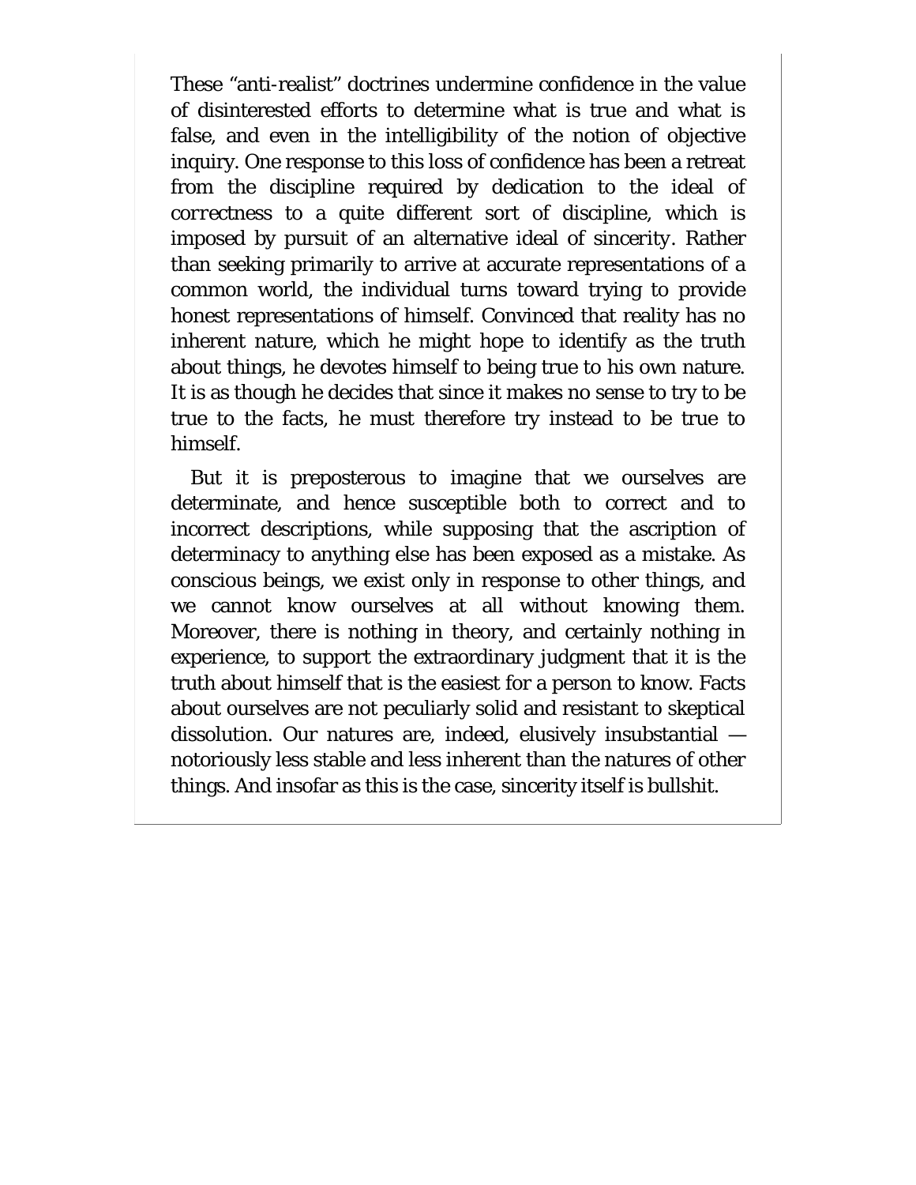These "anti-realist" doctrines undermine confidence in the value of disinterested efforts to determine what is true and what is false, and even in the intelligibility of the notion of objective inquiry. One response to this loss of confidence has been a retreat from the discipline required by dedication to the ideal of *correctness* to a quite different sort of discipline, which is imposed by pursuit of an alternative ideal of *sincerity*. Rather than seeking primarily to arrive at accurate representations of a common world, the individual turns toward trying to provide honest representations of himself. Convinced that reality has no inherent nature, which he might hope to identify as the truth about things, he devotes himself to being true to his own nature. It is as though he decides that since it makes no sense to try to be true to the facts, he must therefore try instead to be true to himself.

But it is preposterous to imagine that we ourselves are determinate, and hence susceptible both to correct and to incorrect descriptions, while supposing that the ascription of determinacy to anything else has been exposed as a mistake. As conscious beings, we exist only in response to other things, and we cannot know ourselves at all without knowing them. Moreover, there is nothing in theory, and certainly nothing in experience, to support the extraordinary judgment that it is the truth about himself that is the easiest for a person to know. Facts about ourselves are not peculiarly solid and resistant to skeptical dissolution. Our natures are, indeed, elusively insubstantial — notoriously less stable and less inherent than the natures of other things. And insofar as this is the case, sincerity itself is bullshit.